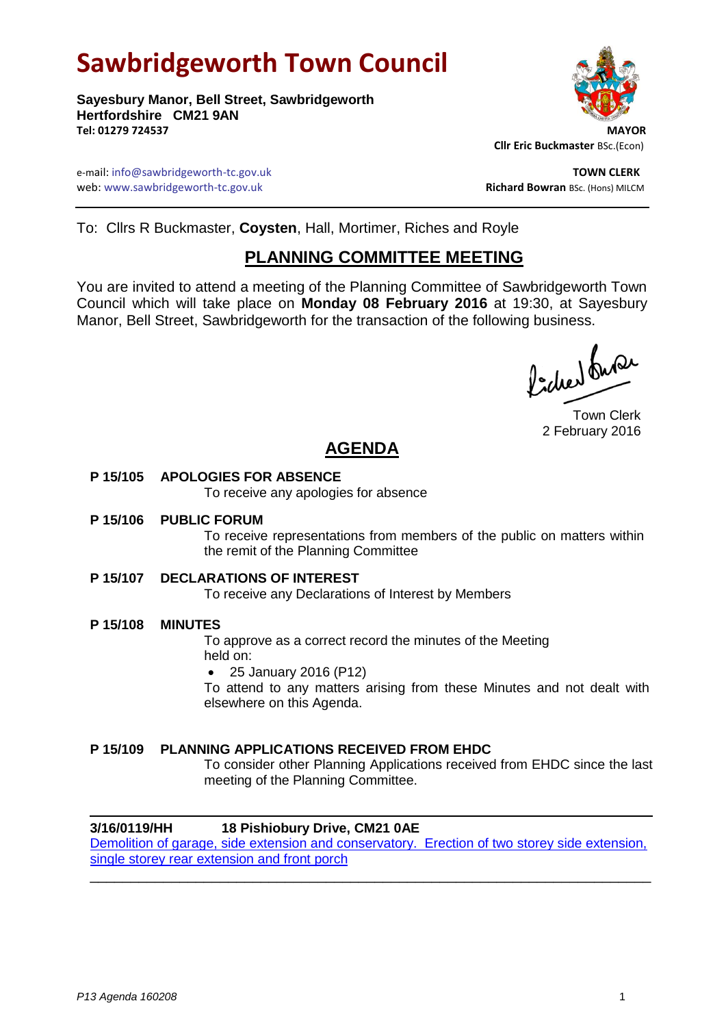# Sawbridgeworth Town Council

**Sayesbury Manor, Bell Street, Sawbridgeworth**
**Hertfordshire CM21 9AN**
**Tel: 01279 724537**

**MAYOR**
**Cllr Eric Buckmaster** BSc.(Econ)

e-mail: info@sawbridgeworth-tc.gov.uk
web: www.sawbridgeworth-tc.gov.uk

**TOWN CLERK**
**Richard Bowran** BSc. (Hons) MILCM

---

To: Cllrs R Buckmaster, **Coysten**, Hall, Mortimer, Riches and Royle

## PLANNING COMMITTEE MEETING

You are invited to attend a meeting of the Planning Committee of Sawbridgeworth Town Council which will take place on **Monday 08 February 2016** at 19:30, at Sayesbury Manor, Bell Street, Sawbridgeworth for the transaction of the following business.

Town Clerk
2 February 2016

## AGENDA

**P 15/105 APOLOGIES FOR ABSENCE**
To receive any apologies for absence

**P 15/106 PUBLIC FORUM**
To receive representations from members of the public on matters within the remit of the Planning Committee

**P 15/107 DECLARATIONS OF INTEREST**
To receive any Declarations of Interest by Members

**P 15/108 MINUTES**
To approve as a correct record the minutes of the Meeting held on:

- 25 January 2016 (P12)

To attend to any matters arising from these Minutes and not dealt with elsewhere on this Agenda.

**P 15/109 PLANNING APPLICATIONS RECEIVED FROM EHDC**
To consider other Planning Applications received from EHDC since the last meeting of the Planning Committee.

---

**3/16/0119/HH 18 Pishiobury Drive, CM21 0AE**
Demolition of garage, side extension and conservatory. Erection of two storey side extension, single storey rear extension and front porch

---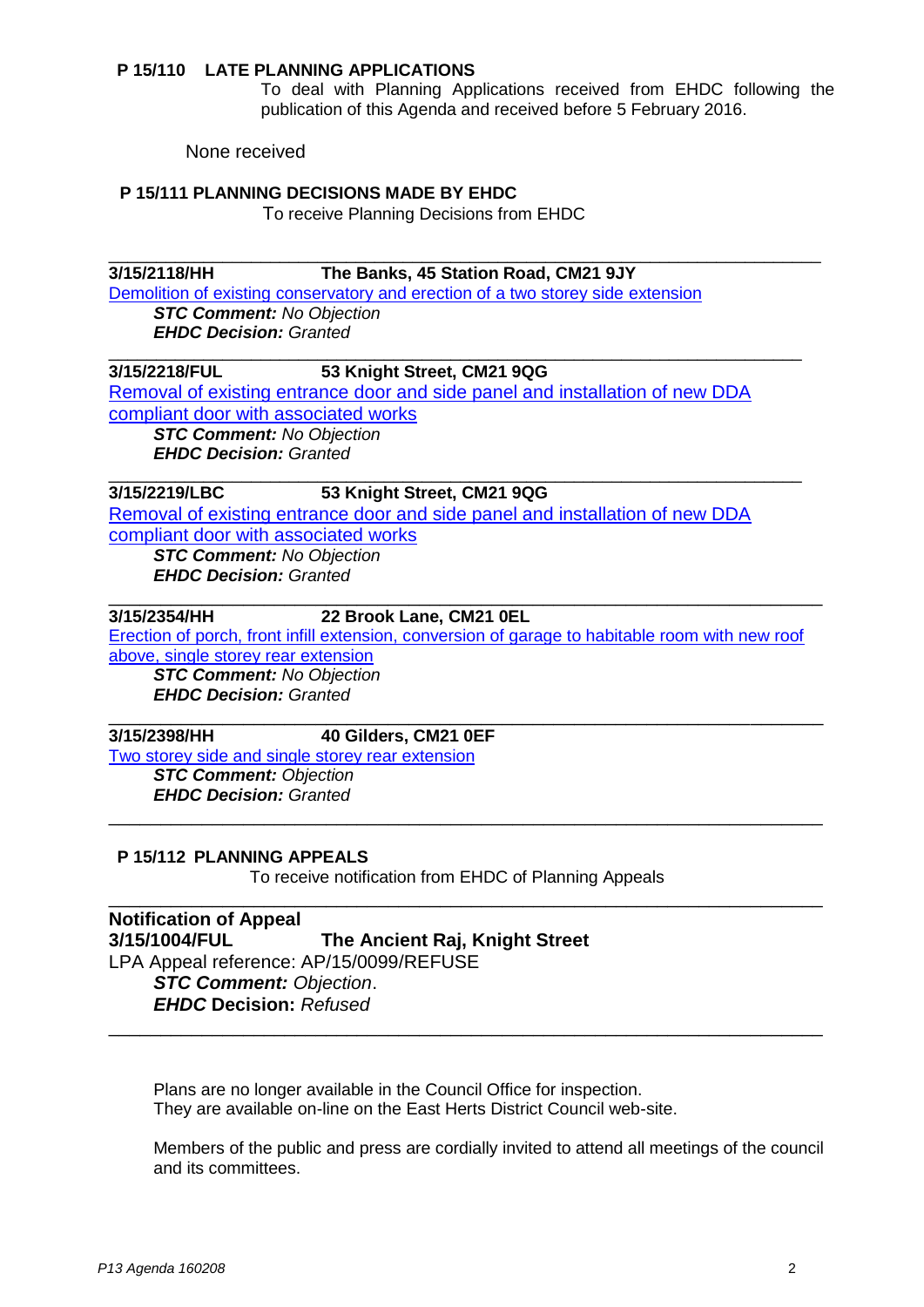**P 15/110 LATE PLANNING APPLICATIONS**

To deal with Planning Applications received from EHDC following the publication of this Agenda and received before 5 February 2016.

None received

**P 15/111 PLANNING DECISIONS MADE BY EHDC**

To receive Planning Decisions from EHDC

---

**3/15/2118/HH** **The Banks, 45 Station Road, CM21 9JY**

Demolition of existing conservatory and erection of a two storey side extension

***STC Comment:*** *No Objection*
***EHDC Decision:*** *Granted*

---

**3/15/2218/FUL** **53 Knight Street, CM21 9QG**

Removal of existing entrance door and side panel and installation of new DDA compliant door with associated works

***STC Comment:*** *No Objection*
***EHDC Decision:*** *Granted*

---

**3/15/2219/LBC** **53 Knight Street, CM21 9QG**

Removal of existing entrance door and side panel and installation of new DDA compliant door with associated works

***STC Comment:*** *No Objection*
***EHDC Decision:*** *Granted*

---

**3/15/2354/HH** **22 Brook Lane, CM21 0EL**

Erection of porch, front infill extension, conversion of garage to habitable room with new roof above, single storey rear extension

***STC Comment:*** *No Objection*
***EHDC Decision:*** *Granted*

---

**3/15/2398/HH** **40 Gilders, CM21 0EF**

Two storey side and single storey rear extension

***STC Comment:*** *Objection*
***EHDC Decision:*** *Granted*

---

**P 15/112 PLANNING APPEALS**

To receive notification from EHDC of Planning Appeals

---

**Notification of Appeal**
**3/15/1004/FUL** **The Ancient Raj, Knight Street**
LPA Appeal reference: AP/15/0099/REFUSE

***STC Comment:*** *Objection*.
***EHDC*** **Decision:** *Refused*

---

Plans are no longer available in the Council Office for inspection.
They are available on-line on the East Herts District Council web-site.

Members of the public and press are cordially invited to attend all meetings of the council and its committees.